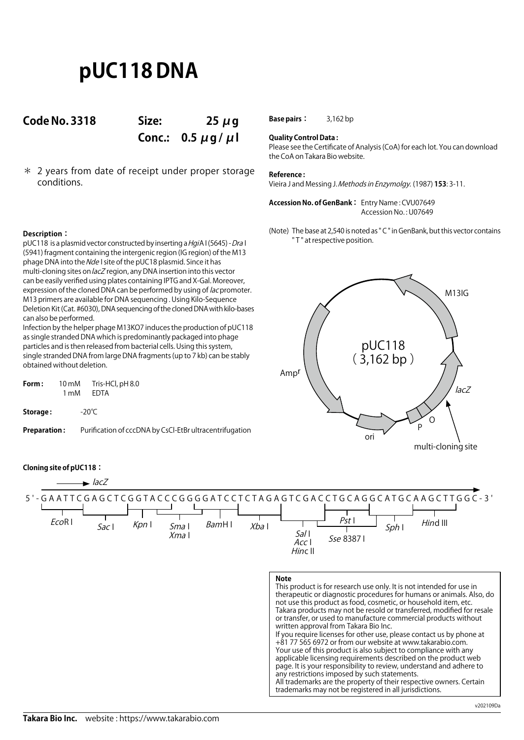# pUC118 DNA

**Code No. 3318** **Size: 25 μg**
**Conc.: 0.5 μg/μl**

＊ 2 years from date of receipt under proper storage conditions.

**Description：**

pUC118 is a plasmid vector constructed by inserting a *Hgi*A I (5645) - *Dra* I (5941) fragment containing the intergenic region (IG region) of the M13 phage DNA into the *Nde* I site of the pUC18 plasmid. Since it has multi-cloning sites on *lacZ* region, any DNA insertion into this vector can be easily verified using plates containing IPTG and X-Gal. Moreover, expression of the cloned DNA can be performed by using of *lac* promoter. M13 primers are available for DNA sequencing . Using Kilo-Sequence Deletion Kit (Cat. #6030), DNA sequencing of the cloned DNA with kilo-bases can also be performed.

Infection by the helper phage M13KO7 induces the production of pUC118 as single stranded DNA which is predominantly packaged into phage particles and is then released from bacterial cells. Using this system, single stranded DNA from large DNA fragments (up to 7 kb) can be stably obtained without deletion.

**Form：** 10 mM Tris-HCl, pH 8.0
1 mM EDTA

**Storage：** -20℃

**Preparation：** Purification of cccDNA by CsCl-EtBr ultracentrifugation

**Base pairs：** 3,162 bp

**Quality Control Data：**
Please see the Certificate of Analysis (CoA) for each lot. You can download the CoA on Takara Bio website.

**Reference：**
Vieira J and Messing J. *Methods in Enzymolgy.* (1987) **153**: 3-11.

**Accession No. of GenBank：** Entry Name : CVU07649
Accession No. : U07649

(Note) The base at 2,540 is noted as " C " in GenBank, but this vector contains " T " at respective position.

pUC118 (3,162 bp)

M13IG, Amp^r, *lacZ*, ori, P, O, multi-cloning site

**Cloning site of pUC118：**

→ *lacZ*

5'-GAATTCGAGCTCGGTACCCGGGGATCCTCTAGAGTCGACCTGCAGGCATGCAAGCTTGGC-3'

*Eco*R I, *Sac* I, *Kpn* I, *Sma* I / *Xma* I, *Bam*H I, *Xba* I, *Sal* I / *Acc* I / *Hin*c II, *Pst* I, *Sse* 8387 I, *Sph* I, *Hin*d III

**Note**
This product is for research use only. It is not intended for use in therapeutic or diagnostic procedures for humans or animals. Also, do not use this product as food, cosmetic, or household item, etc.
Takara products may not be resold or transferred, modified for resale or transfer, or used to manufacture commercial products without written approval from Takara Bio Inc.
If you require licenses for other use, please contact us by phone at +81 77 565 6972 or from our website at www.takarabio.com.
Your use of this product is also subject to compliance with any applicable licensing requirements described on the product web page. It is your responsibility to review, understand and adhere to any restrictions imposed by such statements.
All trademarks are the property of their respective owners. Certain trademarks may not be registered in all jurisdictions.

v202109Da

**Takara Bio Inc.** website : https://www.takarabio.com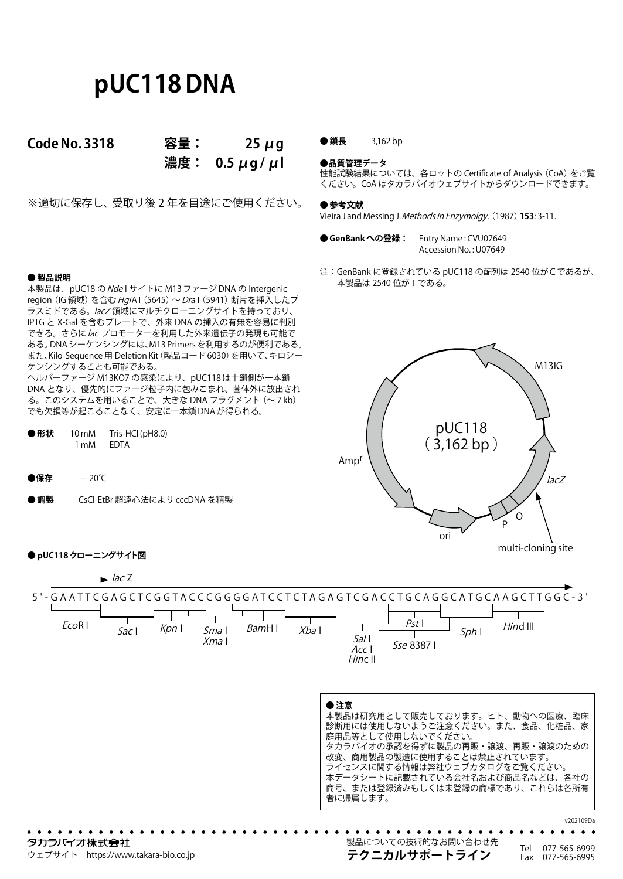# pUC118 DNA

**Code No. 3318**　　**容量：　25 μg**
　　　　　　　　　　**濃度：　0.5 μg/μl**

※適切に保存し、受取り後 2 年を目途にご使用ください。

**● 製品説明**

本製品は、pUC18 の *Nde* I サイトに M13 ファージ DNA の Intergenic region（IG 領域）を含む *Hgi*A I（5645）～ *Dra* I（5941）断片を挿入したプラスミドである。*lacZ* 領域にマルチクローニングサイトを持っており、IPTG と X-Gal を含むプレートで、外来 DNA の挿入の有無を容易に判別できる。さらに *lac* プロモーターを利用した外来遺伝子の発現も可能である。DNA シーケンシングには、M13 Primers を利用するのが便利である。また、Kilo-Sequence 用 Deletion Kit（製品コード 6030）を用いて、キロシーケンシングすることも可能である。
ヘルパーファージ M13KO7 の感染により、pUC118 は＋鎖側が一本鎖 DNA となり、優先的にファージ粒子内に包みこまれ、菌体外に放出される。このシステムを用いることで、大きな DNA フラグメント（～ 7 kb）でも欠損等が起こることなく、安定に一本鎖 DNA が得られる。

**● 形状**　10 mM　Tris-HCl (pH8.0)
　　　　　1 mM　EDTA

**● 保存**　－ 20℃

**● 調製**　CsCl-EtBr 超遠心法により cccDNA を精製

**● 鎖長**　3,162 bp

**● 品質管理データ**

性能試験結果については、各ロットの Certificate of Analysis（CoA）をご覧ください。CoA はタカラバイオウェブサイトからダウンロードできます。

**● 参考文献**

Vieira J and Messing J. *Methods in Enzymolgy*. (1987) **153**: 3-11.

**● GenBank への登録：**　Entry Name : CVU07649
　　　　　　　　　　　Accession No. : U07649

注：GenBank に登録されている pUC118 の配列は 2540 位が C であるが、本製品は 2540 位が T である。

pUC118
( 3,162 bp )
M13IG
Amp^r
lacZ
P
O
ori
multi-cloning site

**● pUC118 クローニングサイト図**

*lac* Z

5'-GAATTCGAGCTCGGTACCCGGGGATCCTCTAGAGTCGACCTGCAGGCATGCAAGCTTGGC-3'

*Eco*R I　*Sac* I　*Kpn* I　*Sma* I / *Xma* I　*Bam*H I　*Xba* I　*Sal* I / *Acc* I / *Hinc* II　*Pst* I / *Sse* 8387 I　*Sph* I　*Hin*d III

**● 注意**

本製品は研究用として販売しております。ヒト、動物への医療、臨床診断用には使用しないようご注意ください。また、食品、化粧品、家庭用品等として使用しないでください。
タカラバイオの承認を得ずに製品の再販・譲渡、再販・譲渡のための改変、商用製品の製造に使用することは禁止されています。
ライセンスに関する情報は弊社ウェブカタログをご覧ください。
本データシートに記載されている会社名および商品名などは、各社の商号、または登録済みもしくは未登録の商標であり、これらは各所有者に帰属します。

v202109Da

タカラバイオ株式会社
ウェブサイト　https://www.takara-bio.co.jp

製品についての技術的なお問い合わせ先
**テクニカルサポートライン**　Tel 077-565-6999　Fax 077-565-6995